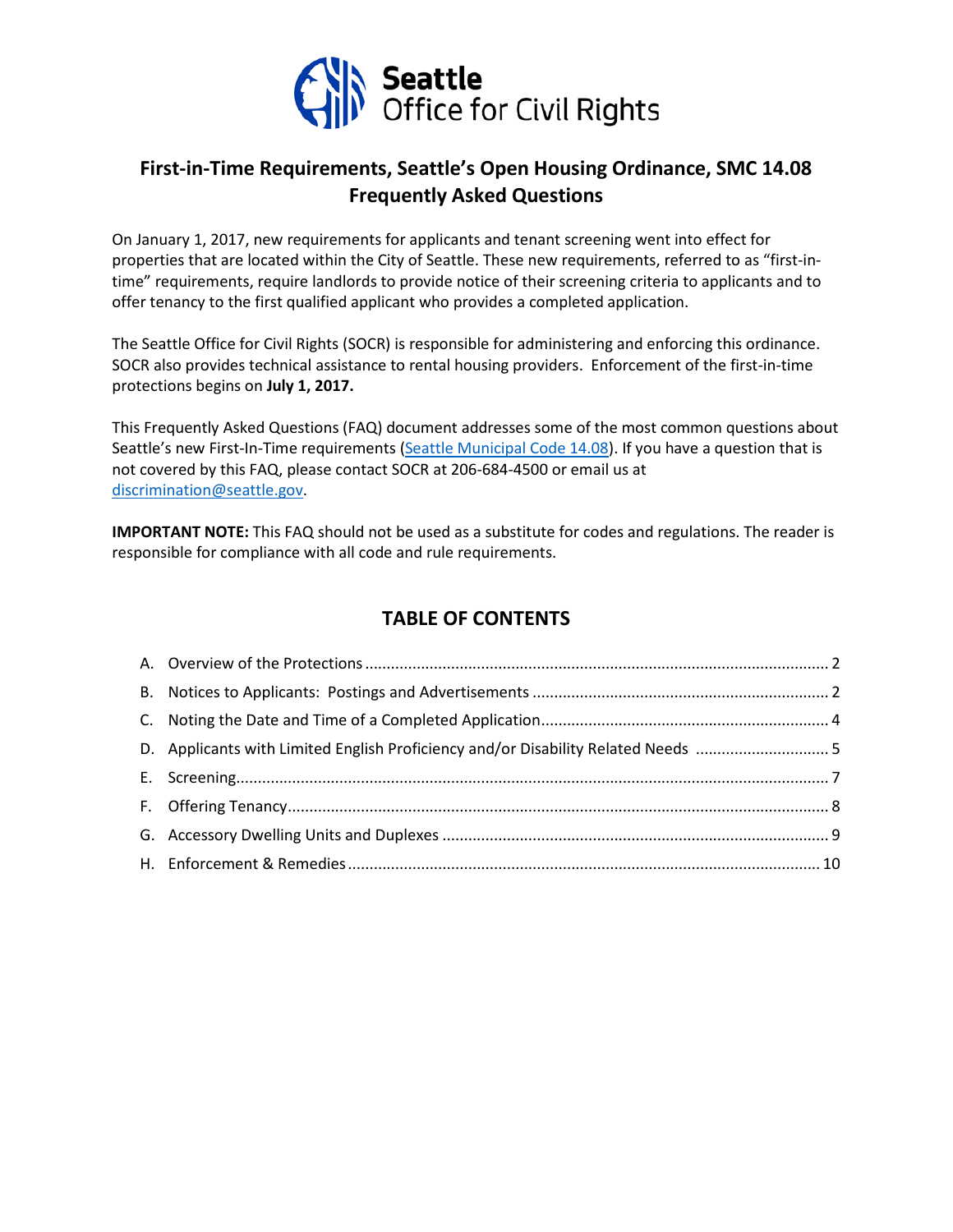Seattle Office for Civil Rights

# First-in-Time Requirements, Seattle's Open Housing Ordinance, SMC 14.08 Frequently Asked Questions

On January 1, 2017, new requirements for applicants and tenant screening went into effect for properties that are located within the City of Seattle. These new requirements, referred to as "first-in-time" requirements, require landlords to provide notice of their screening criteria to applicants and to offer tenancy to the first qualified applicant who provides a completed application.

The Seattle Office for Civil Rights (SOCR) is responsible for administering and enforcing this ordinance. SOCR also provides technical assistance to rental housing providers. Enforcement of the first-in-time protections begins on **July 1, 2017.**

This Frequently Asked Questions (FAQ) document addresses some of the most common questions about Seattle's new First-In-Time requirements (Seattle Municipal Code 14.08). If you have a question that is not covered by this FAQ, please contact SOCR at 206-684-4500 or email us at discrimination@seattle.gov.

**IMPORTANT NOTE:** This FAQ should not be used as a substitute for codes and regulations. The reader is responsible for compliance with all code and rule requirements.

## TABLE OF CONTENTS

A. Overview of the Protections ..... 2
B. Notices to Applicants: Postings and Advertisements ..... 2
C. Noting the Date and Time of a Completed Application ..... 4
D. Applicants with Limited English Proficiency and/or Disability Related Needs ..... 5
E. Screening ..... 7
F. Offering Tenancy ..... 8
G. Accessory Dwelling Units and Duplexes ..... 9
H. Enforcement & Remedies ..... 10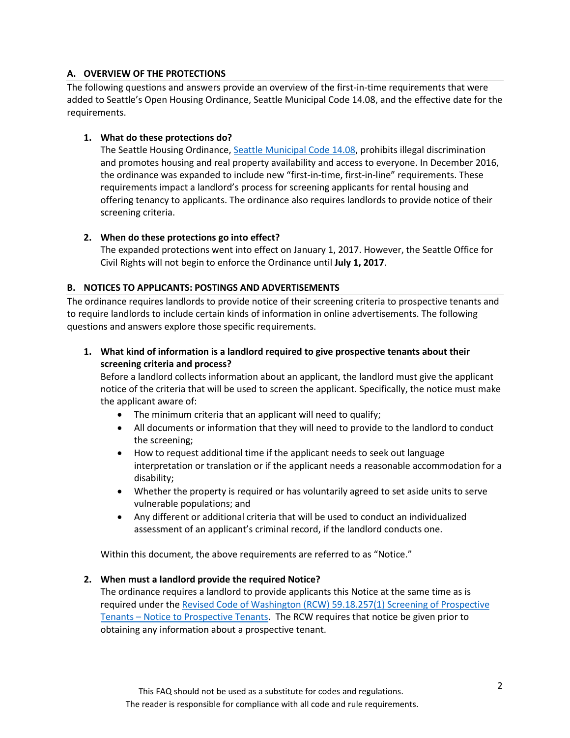## A. OVERVIEW OF THE PROTECTIONS

The following questions and answers provide an overview of the first-in-time requirements that were added to Seattle's Open Housing Ordinance, Seattle Municipal Code 14.08, and the effective date for the requirements.

### 1. What do these protections do?

The Seattle Housing Ordinance, [Seattle Municipal Code 14.08](), prohibits illegal discrimination and promotes housing and real property availability and access to everyone. In December 2016, the ordinance was expanded to include new "first-in-time, first-in-line" requirements. These requirements impact a landlord's process for screening applicants for rental housing and offering tenancy to applicants. The ordinance also requires landlords to provide notice of their screening criteria.

### 2. When do these protections go into effect?

The expanded protections went into effect on January 1, 2017. However, the Seattle Office for Civil Rights will not begin to enforce the Ordinance until **July 1, 2017**.

## B. NOTICES TO APPLICANTS: POSTINGS AND ADVERTISEMENTS

The ordinance requires landlords to provide notice of their screening criteria to prospective tenants and to require landlords to include certain kinds of information in online advertisements. The following questions and answers explore those specific requirements.

### 1. What kind of information is a landlord required to give prospective tenants about their screening criteria and process?

Before a landlord collects information about an applicant, the landlord must give the applicant notice of the criteria that will be used to screen the applicant. Specifically, the notice must make the applicant aware of:

- The minimum criteria that an applicant will need to qualify;
- All documents or information that they will need to provide to the landlord to conduct the screening;
- How to request additional time if the applicant needs to seek out language interpretation or translation or if the applicant needs a reasonable accommodation for a disability;
- Whether the property is required or has voluntarily agreed to set aside units to serve vulnerable populations; and
- Any different or additional criteria that will be used to conduct an individualized assessment of an applicant's criminal record, if the landlord conducts one.

Within this document, the above requirements are referred to as "Notice."

### 2. When must a landlord provide the required Notice?

The ordinance requires a landlord to provide applicants this Notice at the same time as is required under the [Revised Code of Washington (RCW) 59.18.257(1) Screening of Prospective Tenants – Notice to Prospective Tenants](). The RCW requires that notice be given prior to obtaining any information about a prospective tenant.

This FAQ should not be used as a substitute for codes and regulations.
The reader is responsible for compliance with all code and rule requirements.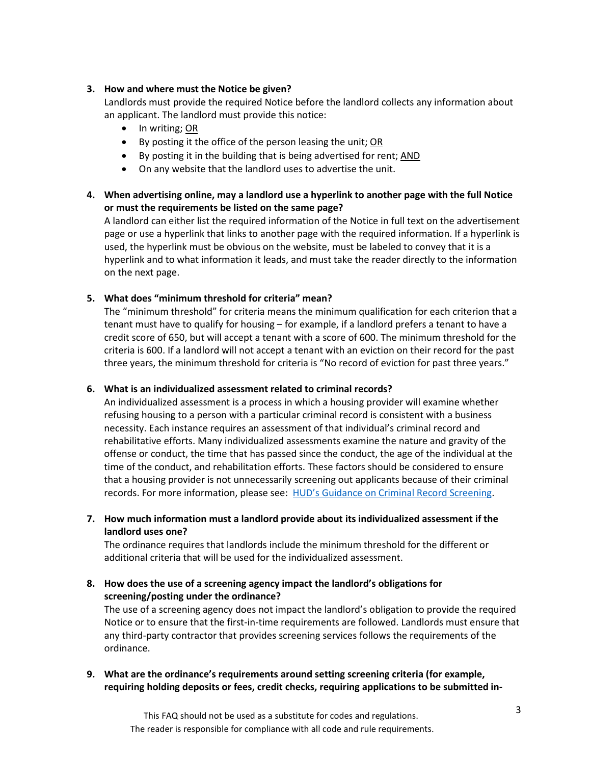**3. How and where must the Notice be given?**

Landlords must provide the required Notice before the landlord collects any information about an applicant. The landlord must provide this notice:

- In writing; <u>OR</u>
- By posting it the office of the person leasing the unit; <u>OR</u>
- By posting it in the building that is being advertised for rent; <u>AND</u>
- On any website that the landlord uses to advertise the unit.

**4. When advertising online, may a landlord use a hyperlink to another page with the full Notice or must the requirements be listed on the same page?**

A landlord can either list the required information of the Notice in full text on the advertisement page or use a hyperlink that links to another page with the required information. If a hyperlink is used, the hyperlink must be obvious on the website, must be labeled to convey that it is a hyperlink and to what information it leads, and must take the reader directly to the information on the next page.

**5. What does "minimum threshold for criteria" mean?**

The "minimum threshold" for criteria means the minimum qualification for each criterion that a tenant must have to qualify for housing – for example, if a landlord prefers a tenant to have a credit score of 650, but will accept a tenant with a score of 600. The minimum threshold for the criteria is 600. If a landlord will not accept a tenant with an eviction on their record for the past three years, the minimum threshold for criteria is "No record of eviction for past three years."

**6. What is an individualized assessment related to criminal records?**

An individualized assessment is a process in which a housing provider will examine whether refusing housing to a person with a particular criminal record is consistent with a business necessity. Each instance requires an assessment of that individual's criminal record and rehabilitative efforts. Many individualized assessments examine the nature and gravity of the offense or conduct, the time that has passed since the conduct, the age of the individual at the time of the conduct, and rehabilitation efforts. These factors should be considered to ensure that a housing provider is not unnecessarily screening out applicants because of their criminal records. For more information, please see: [HUD's Guidance on Criminal Record Screening](#).

**7. How much information must a landlord provide about its individualized assessment if the landlord uses one?**

The ordinance requires that landlords include the minimum threshold for the different or additional criteria that will be used for the individualized assessment.

**8. How does the use of a screening agency impact the landlord's obligations for screening/posting under the ordinance?**

The use of a screening agency does not impact the landlord's obligation to provide the required Notice or to ensure that the first-in-time requirements are followed. Landlords must ensure that any third-party contractor that provides screening services follows the requirements of the ordinance.

**9. What are the ordinance's requirements around setting screening criteria (for example, requiring holding deposits or fees, credit checks, requiring applications to be submitted in-**

This FAQ should not be used as a substitute for codes and regulations.
The reader is responsible for compliance with all code and rule requirements.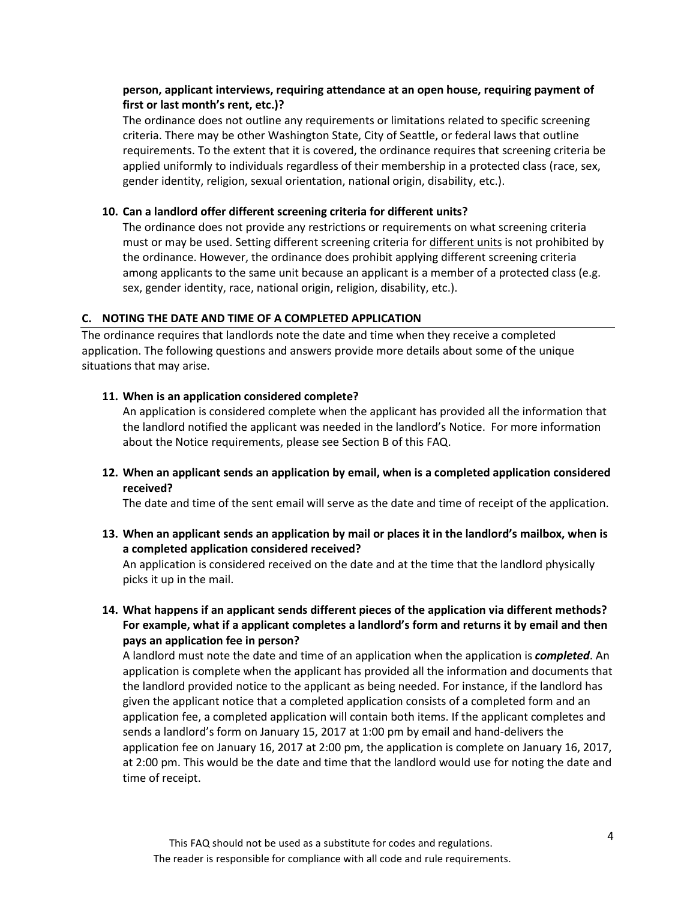**person, applicant interviews, requiring attendance at an open house, requiring payment of first or last month's rent, etc.)?**

The ordinance does not outline any requirements or limitations related to specific screening criteria. There may be other Washington State, City of Seattle, or federal laws that outline requirements. To the extent that it is covered, the ordinance requires that screening criteria be applied uniformly to individuals regardless of their membership in a protected class (race, sex, gender identity, religion, sexual orientation, national origin, disability, etc.).

10. **Can a landlord offer different screening criteria for different units?**

    The ordinance does not provide any restrictions or requirements on what screening criteria must or may be used. Setting different screening criteria for <u>different units</u> is not prohibited by the ordinance. However, the ordinance does prohibit applying different screening criteria among applicants to the same unit because an applicant is a member of a protected class (e.g. sex, gender identity, race, national origin, religion, disability, etc.).

## C. NOTING THE DATE AND TIME OF A COMPLETED APPLICATION

The ordinance requires that landlords note the date and time when they receive a completed application. The following questions and answers provide more details about some of the unique situations that may arise.

11. **When is an application considered complete?**

    An application is considered complete when the applicant has provided all the information that the landlord notified the applicant was needed in the landlord's Notice. For more information about the Notice requirements, please see Section B of this FAQ.

12. **When an applicant sends an application by email, when is a completed application considered received?**

    The date and time of the sent email will serve as the date and time of receipt of the application.

13. **When an applicant sends an application by mail or places it in the landlord's mailbox, when is a completed application considered received?**

    An application is considered received on the date and at the time that the landlord physically picks it up in the mail.

14. **What happens if an applicant sends different pieces of the application via different methods? For example, what if a applicant completes a landlord's form and returns it by email and then pays an application fee in person?**

    A landlord must note the date and time of an application when the application is ***completed***. An application is complete when the applicant has provided all the information and documents that the landlord provided notice to the applicant as being needed. For instance, if the landlord has given the applicant notice that a completed application consists of a completed form and an application fee, a completed application will contain both items. If the applicant completes and sends a landlord's form on January 15, 2017 at 1:00 pm by email and hand-delivers the application fee on January 16, 2017 at 2:00 pm, the application is complete on January 16, 2017, at 2:00 pm. This would be the date and time that the landlord would use for noting the date and time of receipt.

This FAQ should not be used as a substitute for codes and regulations.
The reader is responsible for compliance with all code and rule requirements.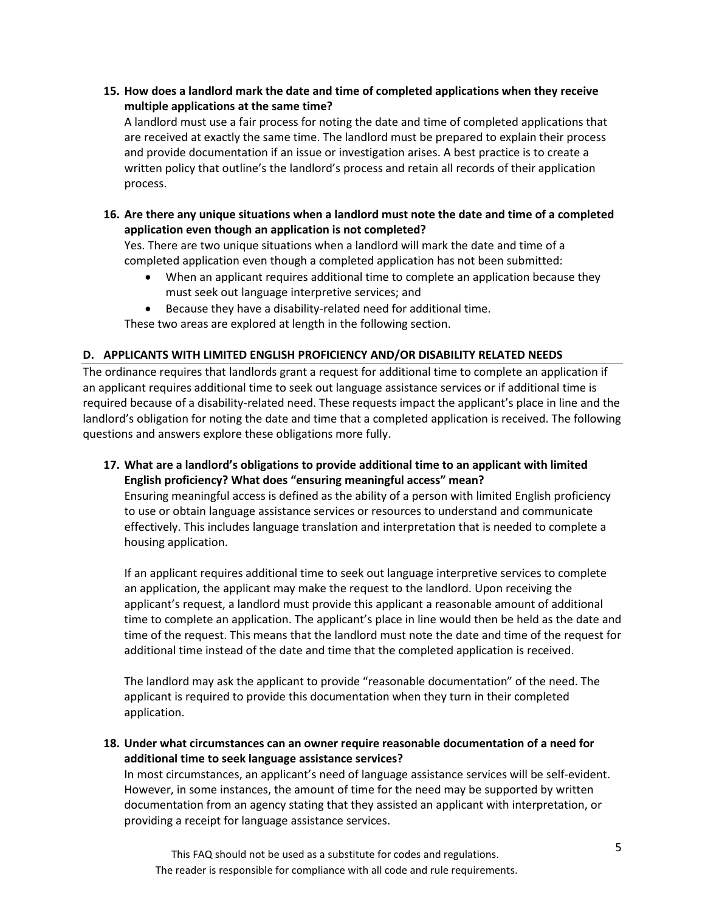**15. How does a landlord mark the date and time of completed applications when they receive multiple applications at the same time?**

A landlord must use a fair process for noting the date and time of completed applications that are received at exactly the same time. The landlord must be prepared to explain their process and provide documentation if an issue or investigation arises. A best practice is to create a written policy that outline's the landlord's process and retain all records of their application process.

**16. Are there any unique situations when a landlord must note the date and time of a completed application even though an application is not completed?**

Yes. There are two unique situations when a landlord will mark the date and time of a completed application even though a completed application has not been submitted:

- When an applicant requires additional time to complete an application because they must seek out language interpretive services; and
- Because they have a disability-related need for additional time.

These two areas are explored at length in the following section.

## D. APPLICANTS WITH LIMITED ENGLISH PROFICIENCY AND/OR DISABILITY RELATED NEEDS

The ordinance requires that landlords grant a request for additional time to complete an application if an applicant requires additional time to seek out language assistance services or if additional time is required because of a disability-related need. These requests impact the applicant's place in line and the landlord's obligation for noting the date and time that a completed application is received. The following questions and answers explore these obligations more fully.

**17. What are a landlord's obligations to provide additional time to an applicant with limited English proficiency? What does "ensuring meaningful access" mean?**

Ensuring meaningful access is defined as the ability of a person with limited English proficiency to use or obtain language assistance services or resources to understand and communicate effectively. This includes language translation and interpretation that is needed to complete a housing application.

If an applicant requires additional time to seek out language interpretive services to complete an application, the applicant may make the request to the landlord. Upon receiving the applicant's request, a landlord must provide this applicant a reasonable amount of additional time to complete an application. The applicant's place in line would then be held as the date and time of the request. This means that the landlord must note the date and time of the request for additional time instead of the date and time that the completed application is received.

The landlord may ask the applicant to provide "reasonable documentation" of the need. The applicant is required to provide this documentation when they turn in their completed application.

**18. Under what circumstances can an owner require reasonable documentation of a need for additional time to seek language assistance services?**

In most circumstances, an applicant's need of language assistance services will be self-evident. However, in some instances, the amount of time for the need may be supported by written documentation from an agency stating that they assisted an applicant with interpretation, or providing a receipt for language assistance services.

This FAQ should not be used as a substitute for codes and regulations.
The reader is responsible for compliance with all code and rule requirements.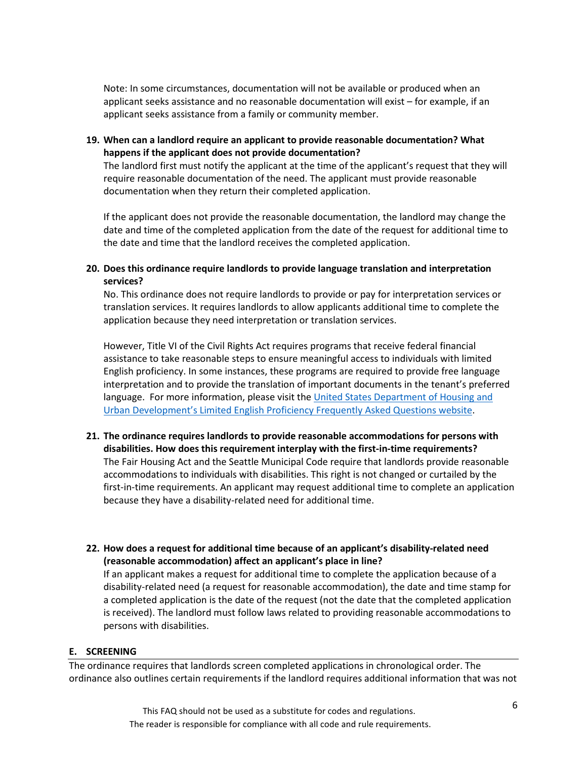Note: In some circumstances, documentation will not be available or produced when an applicant seeks assistance and no reasonable documentation will exist – for example, if an applicant seeks assistance from a family or community member.

**19. When can a landlord require an applicant to provide reasonable documentation? What happens if the applicant does not provide documentation?**

The landlord first must notify the applicant at the time of the applicant's request that they will require reasonable documentation of the need. The applicant must provide reasonable documentation when they return their completed application.

If the applicant does not provide the reasonable documentation, the landlord may change the date and time of the completed application from the date of the request for additional time to the date and time that the landlord receives the completed application.

**20. Does this ordinance require landlords to provide language translation and interpretation services?**

No. This ordinance does not require landlords to provide or pay for interpretation services or translation services. It requires landlords to allow applicants additional time to complete the application because they need interpretation or translation services.

However, Title VI of the Civil Rights Act requires programs that receive federal financial assistance to take reasonable steps to ensure meaningful access to individuals with limited English proficiency. In some instances, these programs are required to provide free language interpretation and to provide the translation of important documents in the tenant's preferred language. For more information, please visit the United States Department of Housing and Urban Development's Limited English Proficiency Frequently Asked Questions website.

**21. The ordinance requires landlords to provide reasonable accommodations for persons with disabilities. How does this requirement interplay with the first-in-time requirements?**

The Fair Housing Act and the Seattle Municipal Code require that landlords provide reasonable accommodations to individuals with disabilities. This right is not changed or curtailed by the first-in-time requirements. An applicant may request additional time to complete an application because they have a disability-related need for additional time.

**22. How does a request for additional time because of an applicant's disability-related need (reasonable accommodation) affect an applicant's place in line?**

If an applicant makes a request for additional time to complete the application because of a disability-related need (a request for reasonable accommodation), the date and time stamp for a completed application is the date of the request (not the date that the completed application is received). The landlord must follow laws related to providing reasonable accommodations to persons with disabilities.

## E. SCREENING

The ordinance requires that landlords screen completed applications in chronological order. The ordinance also outlines certain requirements if the landlord requires additional information that was not

This FAQ should not be used as a substitute for codes and regulations.
The reader is responsible for compliance with all code and rule requirements.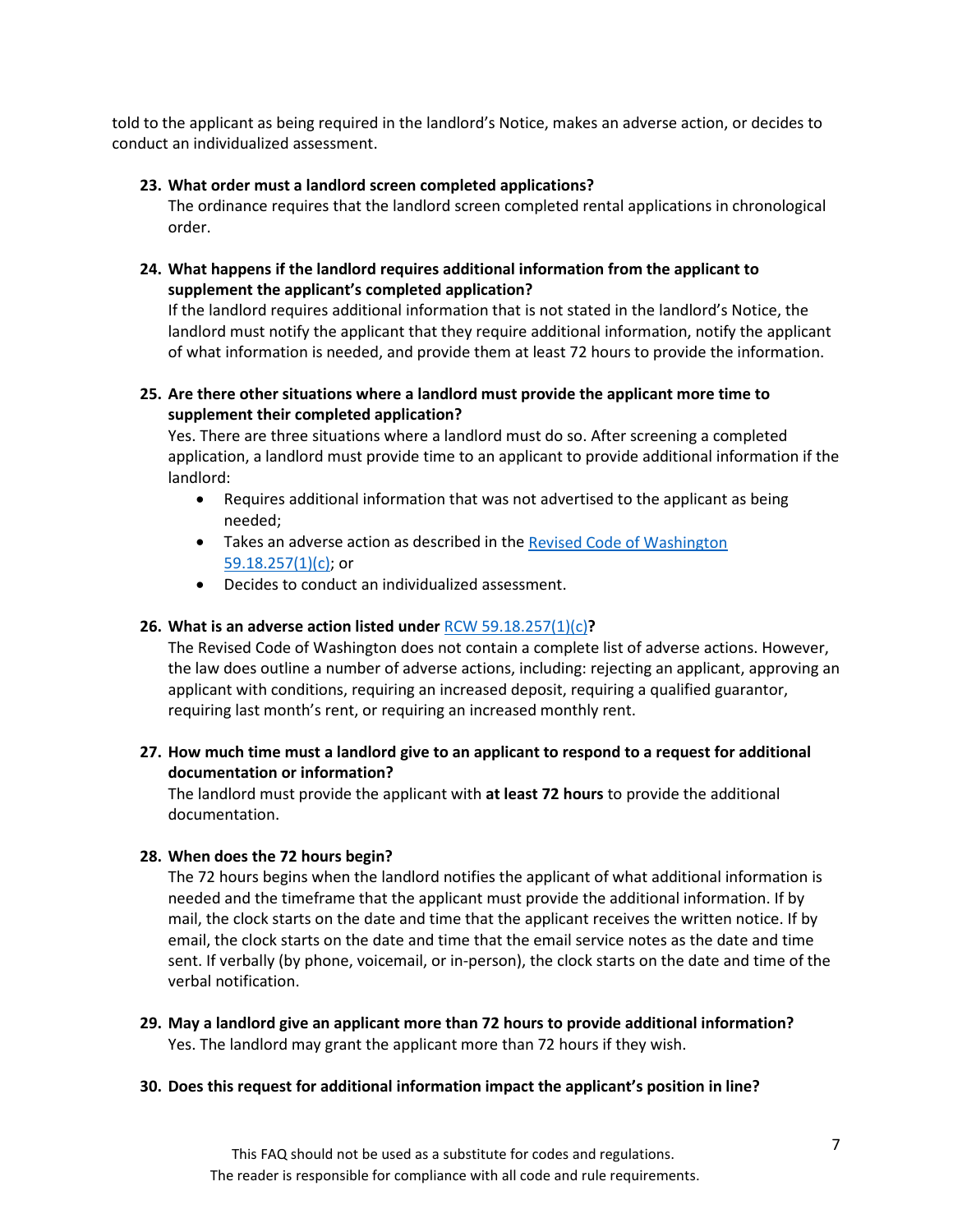told to the applicant as being required in the landlord's Notice, makes an adverse action, or decides to conduct an individualized assessment.

23. **What order must a landlord screen completed applications?**
    The ordinance requires that the landlord screen completed rental applications in chronological order.

24. **What happens if the landlord requires additional information from the applicant to supplement the applicant's completed application?**
    If the landlord requires additional information that is not stated in the landlord's Notice, the landlord must notify the applicant that they require additional information, notify the applicant of what information is needed, and provide them at least 72 hours to provide the information.

25. **Are there other situations where a landlord must provide the applicant more time to supplement their completed application?**
    Yes. There are three situations where a landlord must do so. After screening a completed application, a landlord must provide time to an applicant to provide additional information if the landlord:
    - Requires additional information that was not advertised to the applicant as being needed;
    - Takes an adverse action as described in the [Revised Code of Washington 59.18.257(1)(c)](); or
    - Decides to conduct an individualized assessment.

26. **What is an adverse action listed under [RCW 59.18.257(1)(c)]()?**
    The Revised Code of Washington does not contain a complete list of adverse actions. However, the law does outline a number of adverse actions, including: rejecting an applicant, approving an applicant with conditions, requiring an increased deposit, requiring a qualified guarantor, requiring last month's rent, or requiring an increased monthly rent.

27. **How much time must a landlord give to an applicant to respond to a request for additional documentation or information?**
    The landlord must provide the applicant with **at least 72 hours** to provide the additional documentation.

28. **When does the 72 hours begin?**
    The 72 hours begins when the landlord notifies the applicant of what additional information is needed and the timeframe that the applicant must provide the additional information. If by mail, the clock starts on the date and time that the applicant receives the written notice. If by email, the clock starts on the date and time that the email service notes as the date and time sent. If verbally (by phone, voicemail, or in-person), the clock starts on the date and time of the verbal notification.

29. **May a landlord give an applicant more than 72 hours to provide additional information?**
    Yes. The landlord may grant the applicant more than 72 hours if they wish.

30. **Does this request for additional information impact the applicant's position in line?**

This FAQ should not be used as a substitute for codes and regulations.
The reader is responsible for compliance with all code and rule requirements.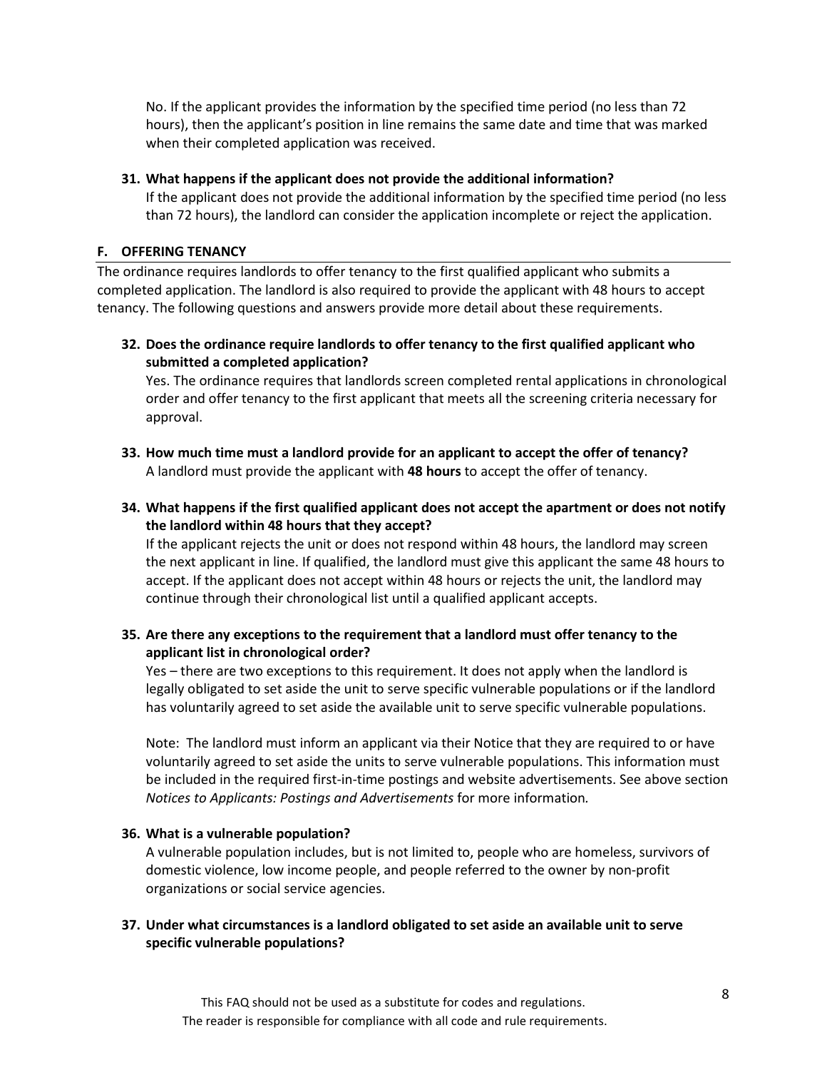No. If the applicant provides the information by the specified time period (no less than 72 hours), then the applicant's position in line remains the same date and time that was marked when their completed application was received.

31. **What happens if the applicant does not provide the additional information?**
    If the applicant does not provide the additional information by the specified time period (no less than 72 hours), the landlord can consider the application incomplete or reject the application.

## F. OFFERING TENANCY

The ordinance requires landlords to offer tenancy to the first qualified applicant who submits a completed application. The landlord is also required to provide the applicant with 48 hours to accept tenancy. The following questions and answers provide more detail about these requirements.

32. **Does the ordinance require landlords to offer tenancy to the first qualified applicant who submitted a completed application?**
    Yes. The ordinance requires that landlords screen completed rental applications in chronological order and offer tenancy to the first applicant that meets all the screening criteria necessary for approval.

33. **How much time must a landlord provide for an applicant to accept the offer of tenancy?**
    A landlord must provide the applicant with **48 hours** to accept the offer of tenancy.

34. **What happens if the first qualified applicant does not accept the apartment or does not notify the landlord within 48 hours that they accept?**
    If the applicant rejects the unit or does not respond within 48 hours, the landlord may screen the next applicant in line. If qualified, the landlord must give this applicant the same 48 hours to accept. If the applicant does not accept within 48 hours or rejects the unit, the landlord may continue through their chronological list until a qualified applicant accepts.

35. **Are there any exceptions to the requirement that a landlord must offer tenancy to the applicant list in chronological order?**
    Yes – there are two exceptions to this requirement. It does not apply when the landlord is legally obligated to set aside the unit to serve specific vulnerable populations or if the landlord has voluntarily agreed to set aside the available unit to serve specific vulnerable populations.

    Note: The landlord must inform an applicant via their Notice that they are required to or have voluntarily agreed to set aside the units to serve vulnerable populations. This information must be included in the required first-in-time postings and website advertisements. See above section *Notices to Applicants: Postings and Advertisements* for more information.

36. **What is a vulnerable population?**
    A vulnerable population includes, but is not limited to, people who are homeless, survivors of domestic violence, low income people, and people referred to the owner by non-profit organizations or social service agencies.

37. **Under what circumstances is a landlord obligated to set aside an available unit to serve specific vulnerable populations?**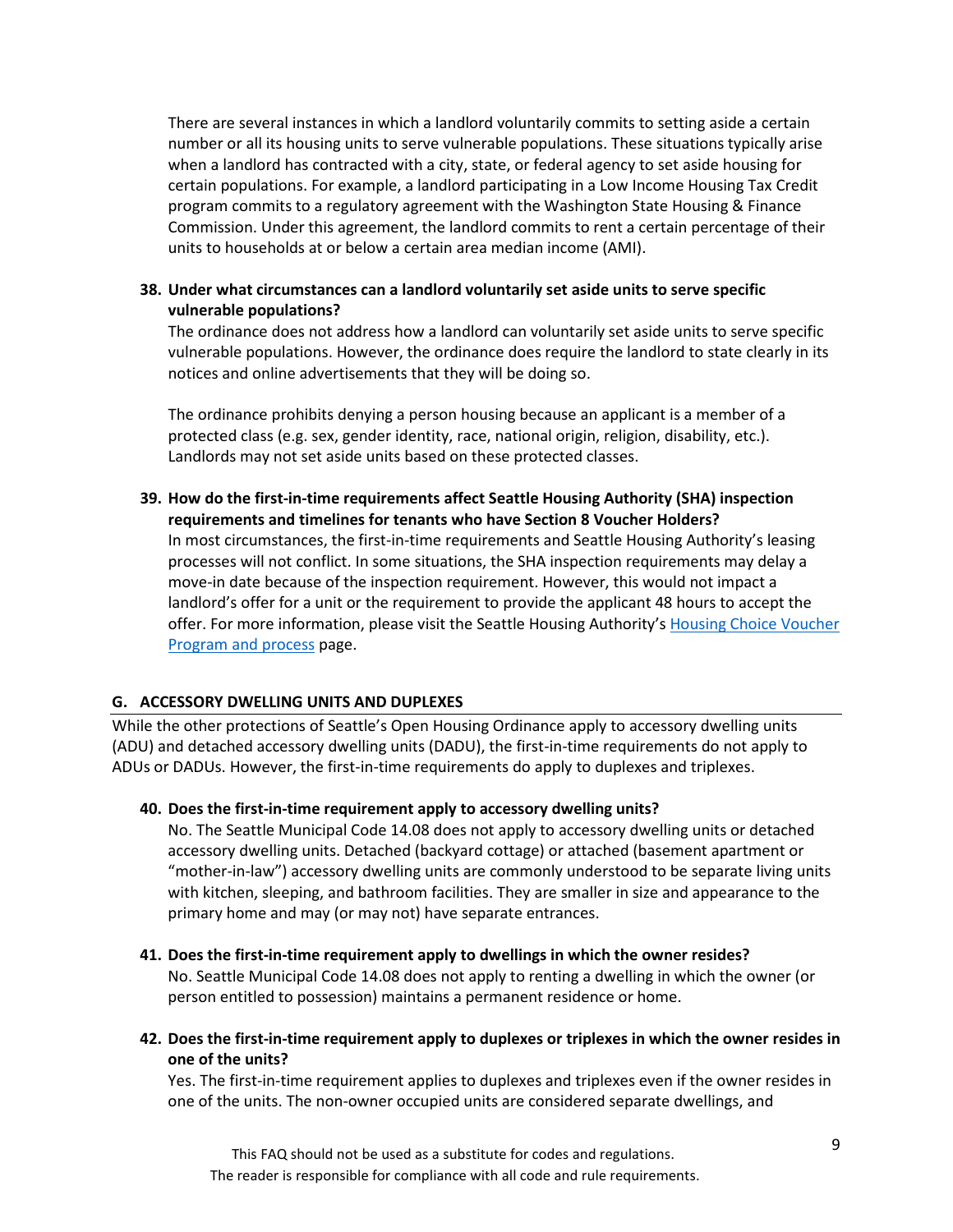There are several instances in which a landlord voluntarily commits to setting aside a certain number or all its housing units to serve vulnerable populations. These situations typically arise when a landlord has contracted with a city, state, or federal agency to set aside housing for certain populations. For example, a landlord participating in a Low Income Housing Tax Credit program commits to a regulatory agreement with the Washington State Housing & Finance Commission. Under this agreement, the landlord commits to rent a certain percentage of their units to households at or below a certain area median income (AMI).

**38. Under what circumstances can a landlord voluntarily set aside units to serve specific vulnerable populations?**

The ordinance does not address how a landlord can voluntarily set aside units to serve specific vulnerable populations. However, the ordinance does require the landlord to state clearly in its notices and online advertisements that they will be doing so.

The ordinance prohibits denying a person housing because an applicant is a member of a protected class (e.g. sex, gender identity, race, national origin, religion, disability, etc.). Landlords may not set aside units based on these protected classes.

**39. How do the first-in-time requirements affect Seattle Housing Authority (SHA) inspection requirements and timelines for tenants who have Section 8 Voucher Holders?**

In most circumstances, the first-in-time requirements and Seattle Housing Authority's leasing processes will not conflict. In some situations, the SHA inspection requirements may delay a move-in date because of the inspection requirement. However, this would not impact a landlord's offer for a unit or the requirement to provide the applicant 48 hours to accept the offer. For more information, please visit the Seattle Housing Authority's [Housing Choice Voucher Program and process] page.

## G. ACCESSORY DWELLING UNITS AND DUPLEXES

While the other protections of Seattle's Open Housing Ordinance apply to accessory dwelling units (ADU) and detached accessory dwelling units (DADU), the first-in-time requirements do not apply to ADUs or DADUs. However, the first-in-time requirements do apply to duplexes and triplexes.

**40. Does the first-in-time requirement apply to accessory dwelling units?**

No. The Seattle Municipal Code 14.08 does not apply to accessory dwelling units or detached accessory dwelling units. Detached (backyard cottage) or attached (basement apartment or "mother-in-law") accessory dwelling units are commonly understood to be separate living units with kitchen, sleeping, and bathroom facilities. They are smaller in size and appearance to the primary home and may (or may not) have separate entrances.

**41. Does the first-in-time requirement apply to dwellings in which the owner resides?**

No. Seattle Municipal Code 14.08 does not apply to renting a dwelling in which the owner (or person entitled to possession) maintains a permanent residence or home.

**42. Does the first-in-time requirement apply to duplexes or triplexes in which the owner resides in one of the units?**

Yes. The first-in-time requirement applies to duplexes and triplexes even if the owner resides in one of the units. The non-owner occupied units are considered separate dwellings, and

This FAQ should not be used as a substitute for codes and regulations.
The reader is responsible for compliance with all code and rule requirements.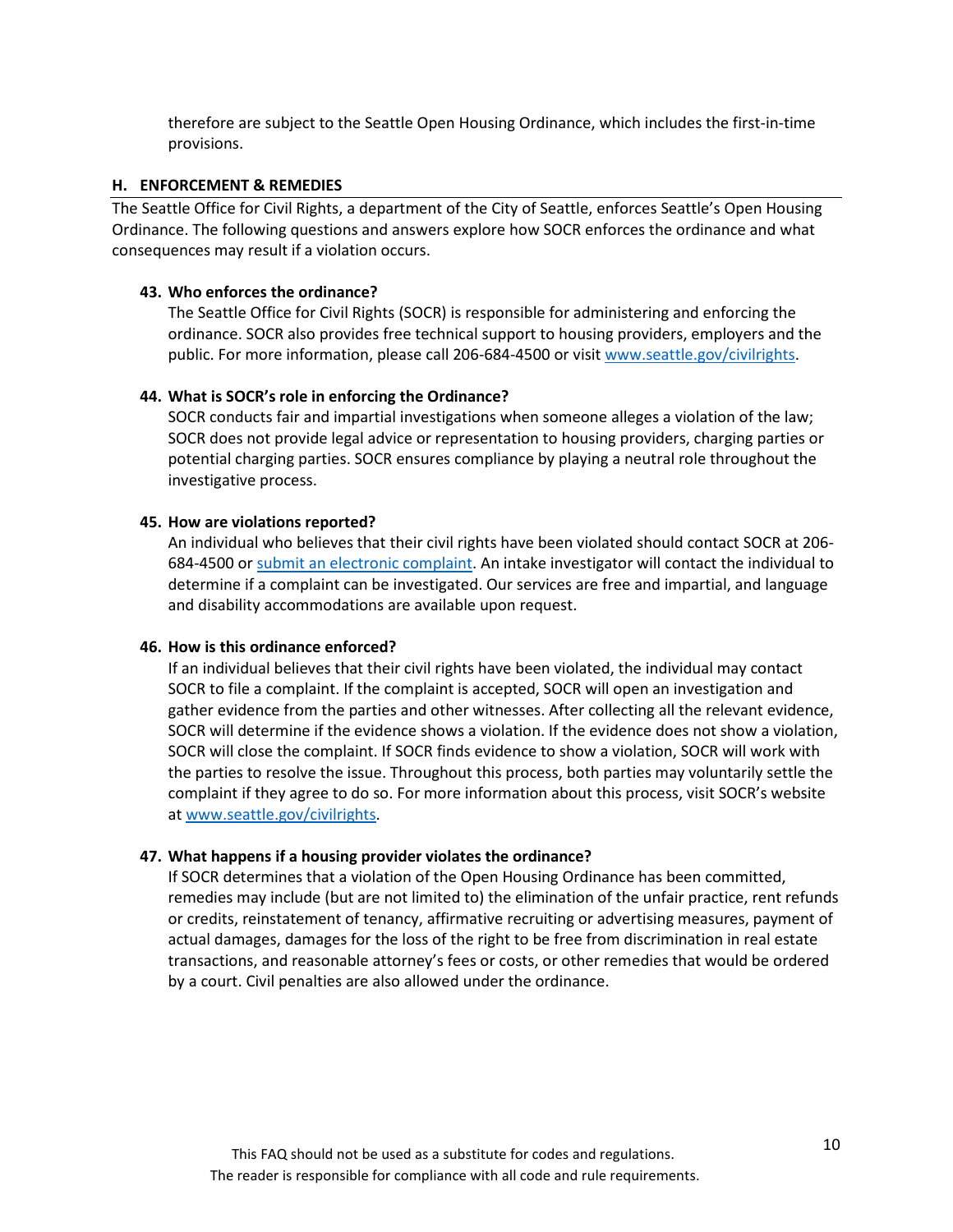therefore are subject to the Seattle Open Housing Ordinance, which includes the first-in-time provisions.

## H. ENFORCEMENT & REMEDIES

The Seattle Office for Civil Rights, a department of the City of Seattle, enforces Seattle's Open Housing Ordinance. The following questions and answers explore how SOCR enforces the ordinance and what consequences may result if a violation occurs.

**43. Who enforces the ordinance?**

The Seattle Office for Civil Rights (SOCR) is responsible for administering and enforcing the ordinance. SOCR also provides free technical support to housing providers, employers and the public. For more information, please call 206-684-4500 or visit [www.seattle.gov/civilrights](www.seattle.gov/civilrights).

**44. What is SOCR's role in enforcing the Ordinance?**

SOCR conducts fair and impartial investigations when someone alleges a violation of the law; SOCR does not provide legal advice or representation to housing providers, charging parties or potential charging parties. SOCR ensures compliance by playing a neutral role throughout the investigative process.

**45. How are violations reported?**

An individual who believes that their civil rights have been violated should contact SOCR at 206-684-4500 or submit an electronic complaint. An intake investigator will contact the individual to determine if a complaint can be investigated. Our services are free and impartial, and language and disability accommodations are available upon request.

**46. How is this ordinance enforced?**

If an individual believes that their civil rights have been violated, the individual may contact SOCR to file a complaint. If the complaint is accepted, SOCR will open an investigation and gather evidence from the parties and other witnesses. After collecting all the relevant evidence, SOCR will determine if the evidence shows a violation. If the evidence does not show a violation, SOCR will close the complaint. If SOCR finds evidence to show a violation, SOCR will work with the parties to resolve the issue. Throughout this process, both parties may voluntarily settle the complaint if they agree to do so. For more information about this process, visit SOCR's website at [www.seattle.gov/civilrights](www.seattle.gov/civilrights).

**47. What happens if a housing provider violates the ordinance?**

If SOCR determines that a violation of the Open Housing Ordinance has been committed, remedies may include (but are not limited to) the elimination of the unfair practice, rent refunds or credits, reinstatement of tenancy, affirmative recruiting or advertising measures, payment of actual damages, damages for the loss of the right to be free from discrimination in real estate transactions, and reasonable attorney's fees or costs, or other remedies that would be ordered by a court. Civil penalties are also allowed under the ordinance.